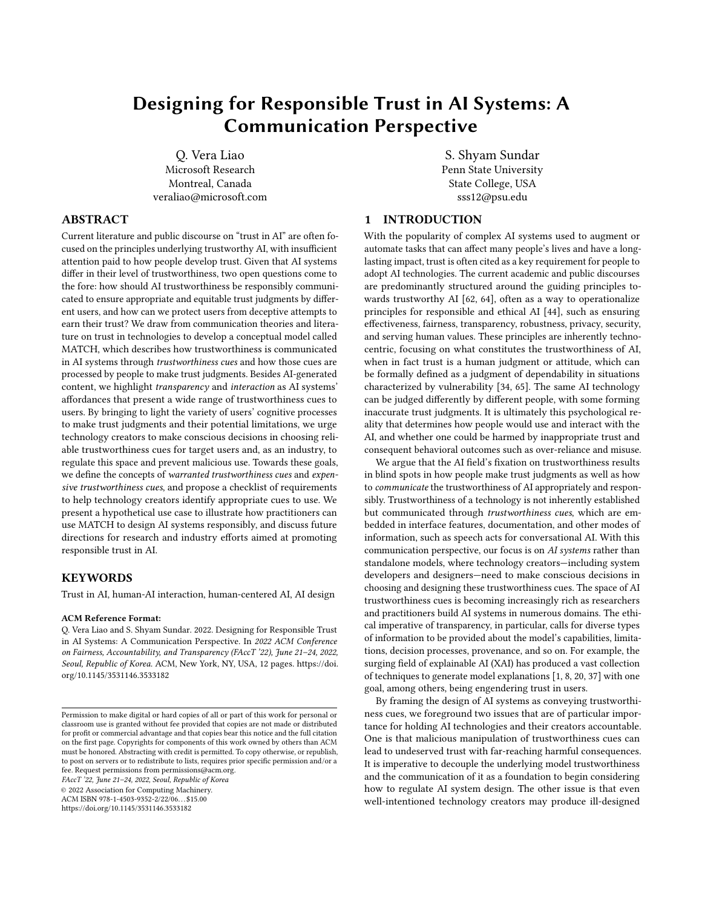# Designing for Responsible Trust in AI Systems: A Communication Perspective

Q. Vera Liao
Microsoft Research
Montreal, Canada
veraliao@microsoft.com

S. Shyam Sundar
Penn State University
State College, USA
sss12@psu.edu

## ABSTRACT

Current literature and public discourse on "trust in AI" are often focused on the principles underlying trustworthy AI, with insufficient attention paid to how people develop trust. Given that AI systems differ in their level of trustworthiness, two open questions come to the fore: how should AI trustworthiness be responsibly communicated to ensure appropriate and equitable trust judgments by different users, and how can we protect users from deceptive attempts to earn their trust? We draw from communication theories and literature on trust in technologies to develop a conceptual model called MATCH, which describes how trustworthiness is communicated in AI systems through *trustworthiness cues* and how those cues are processed by people to make trust judgments. Besides AI-generated content, we highlight *transparency* and *interaction* as AI systems' affordances that present a wide range of trustworthiness cues to users. By bringing to light the variety of users' cognitive processes to make trust judgments and their potential limitations, we urge technology creators to make conscious decisions in choosing reliable trustworthiness cues for target users and, as an industry, to regulate this space and prevent malicious use. Towards these goals, we define the concepts of *warranted trustworthiness cues* and *expensive trustworthiness cues*, and propose a checklist of requirements to help technology creators identify appropriate cues to use. We present a hypothetical use case to illustrate how practitioners can use MATCH to design AI systems responsibly, and discuss future directions for research and industry efforts aimed at promoting responsible trust in AI.

## KEYWORDS

Trust in AI, human-AI interaction, human-centered AI, AI design

**ACM Reference Format:**
Q. Vera Liao and S. Shyam Sundar. 2022. Designing for Responsible Trust in AI Systems: A Communication Perspective. In *2022 ACM Conference on Fairness, Accountability, and Transparency (FAccT '22), June 21–24, 2022, Seoul, Republic of Korea.* ACM, New York, NY, USA, 12 pages. https://doi.org/10.1145/3531146.3533182

Permission to make digital or hard copies of all or part of this work for personal or classroom use is granted without fee provided that copies are not made or distributed for profit or commercial advantage and that copies bear this notice and the full citation on the first page. Copyrights for components of this work owned by others than ACM must be honored. Abstracting with credit is permitted. To copy otherwise, or republish, to post on servers or to redistribute to lists, requires prior specific permission and/or a fee. Request permissions from permissions@acm.org.
*FAccT '22, June 21–24, 2022, Seoul, Republic of Korea*
© 2022 Association for Computing Machinery.
ACM ISBN 978-1-4503-9352-2/22/06…$15.00
https://doi.org/10.1145/3531146.3533182

## 1 INTRODUCTION

With the popularity of complex AI systems used to augment or automate tasks that can affect many people's lives and have a long-lasting impact, trust is often cited as a key requirement for people to adopt AI technologies. The current academic and public discourses are predominantly structured around the guiding principles towards trustworthy AI [62, 64], often as a way to operationalize principles for responsible and ethical AI [44], such as ensuring effectiveness, fairness, transparency, robustness, privacy, security, and serving human values. These principles are inherently technocentric, focusing on what constitutes the trustworthiness of AI, when in fact trust is a human judgment or attitude, which can be formally defined as a judgment of dependability in situations characterized by vulnerability [34, 65]. The same AI technology can be judged differently by different people, with some forming inaccurate trust judgments. It is ultimately this psychological reality that determines how people would use and interact with the AI, and whether one could be harmed by inappropriate trust and consequent behavioral outcomes such as over-reliance and misuse.

We argue that the AI field's fixation on trustworthiness results in blind spots in how people make trust judgments as well as how to *communicate* the trustworthiness of AI appropriately and responsibly. Trustworthiness of a technology is not inherently established but communicated through *trustworthiness cues*, which are embedded in interface features, documentation, and other modes of information, such as speech acts for conversational AI. With this communication perspective, our focus is on *AI systems* rather than standalone models, where technology creators—including system developers and designers—need to make conscious decisions in choosing and designing these trustworthiness cues. The space of AI trustworthiness cues is becoming increasingly rich as researchers and practitioners build AI systems in numerous domains. The ethical imperative of transparency, in particular, calls for diverse types of information to be provided about the model's capabilities, limitations, decision processes, provenance, and so on. For example, the surging field of explainable AI (XAI) has produced a vast collection of techniques to generate model explanations [1, 8, 20, 37] with one goal, among others, being engendering trust in users.

By framing the design of AI systems as conveying trustworthiness cues, we foreground two issues that are of particular importance for holding AI technologies and their creators accountable. One is that malicious manipulation of trustworthiness cues can lead to undeserved trust with far-reaching harmful consequences. It is imperative to decouple the underlying model trustworthiness and the communication of it as a foundation to begin considering how to regulate AI system design. The other issue is that even well-intentioned technology creators may produce ill-designed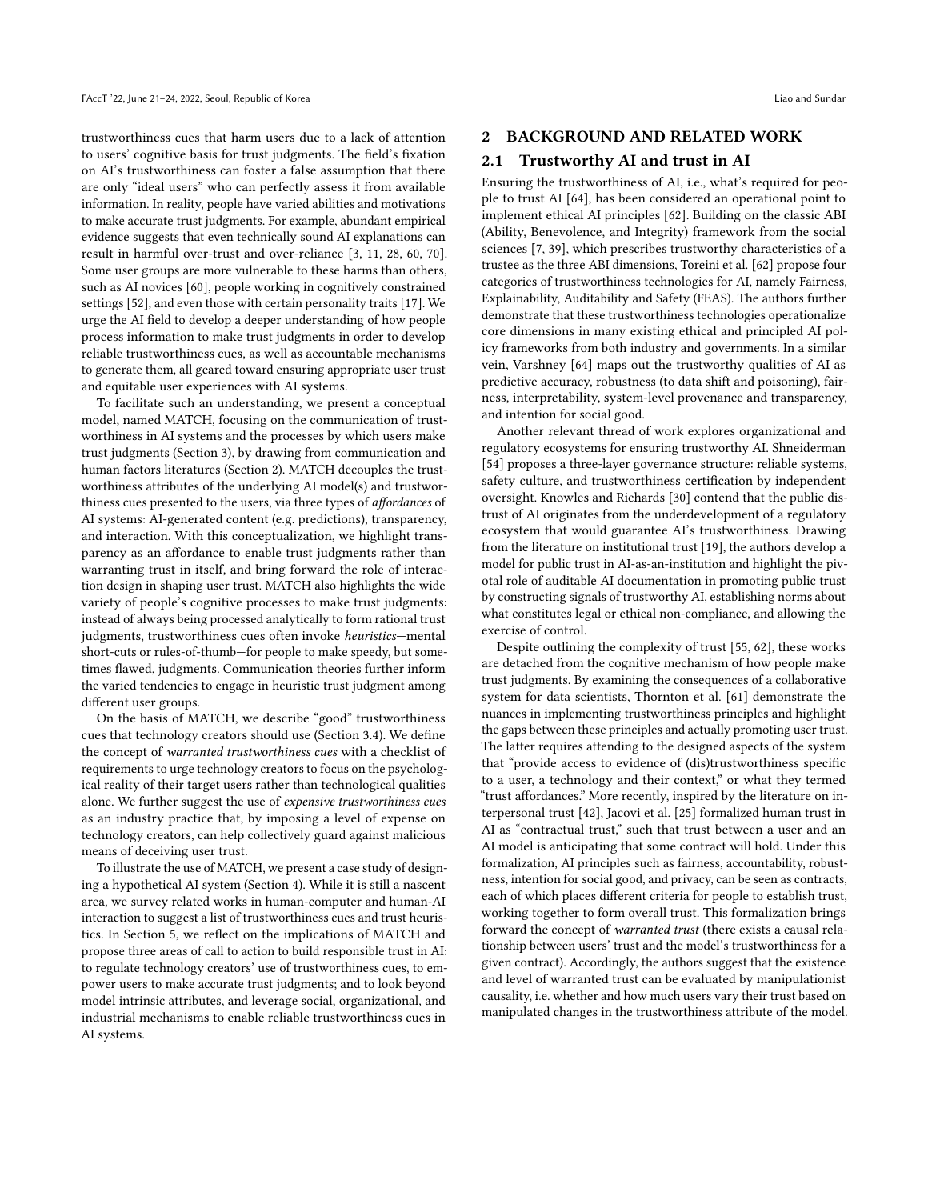trustworthiness cues that harm users due to a lack of attention to users' cognitive basis for trust judgments. The field's fixation on AI's trustworthiness can foster a false assumption that there are only "ideal users" who can perfectly assess it from available information. In reality, people have varied abilities and motivations to make accurate trust judgments. For example, abundant empirical evidence suggests that even technically sound AI explanations can result in harmful over-trust and over-reliance [3, 11, 28, 60, 70]. Some user groups are more vulnerable to these harms than others, such as AI novices [60], people working in cognitively constrained settings [52], and even those with certain personality traits [17]. We urge the AI field to develop a deeper understanding of how people process information to make trust judgments in order to develop reliable trustworthiness cues, as well as accountable mechanisms to generate them, all geared toward ensuring appropriate user trust and equitable user experiences with AI systems.

To facilitate such an understanding, we present a conceptual model, named MATCH, focusing on the communication of trustworthiness in AI systems and the processes by which users make trust judgments (Section 3), by drawing from communication and human factors literatures (Section 2). MATCH decouples the trustworthiness attributes of the underlying AI model(s) and trustworthiness cues presented to the users, via three types of *affordances* of AI systems: AI-generated content (e.g. predictions), transparency, and interaction. With this conceptualization, we highlight transparency as an affordance to enable trust judgments rather than warranting trust in itself, and bring forward the role of interaction design in shaping user trust. MATCH also highlights the wide variety of people's cognitive processes to make trust judgments: instead of always being processed analytically to form rational trust judgments, trustworthiness cues often invoke *heuristics*—mental short-cuts or rules-of-thumb—for people to make speedy, but sometimes flawed, judgments. Communication theories further inform the varied tendencies to engage in heuristic trust judgment among different user groups.

On the basis of MATCH, we describe "good" trustworthiness cues that technology creators should use (Section 3.4). We define the concept of *warranted trustworthiness cues* with a checklist of requirements to urge technology creators to focus on the psychological reality of their target users rather than technological qualities alone. We further suggest the use of *expensive trustworthiness cues* as an industry practice that, by imposing a level of expense on technology creators, can help collectively guard against malicious means of deceiving user trust.

To illustrate the use of MATCH, we present a case study of designing a hypothetical AI system (Section 4). While it is still a nascent area, we survey related works in human-computer and human-AI interaction to suggest a list of trustworthiness cues and trust heuristics. In Section 5, we reflect on the implications of MATCH and propose three areas of call to action to build responsible trust in AI: to regulate technology creators' use of trustworthiness cues, to empower users to make accurate trust judgments; and to look beyond model intrinsic attributes, and leverage social, organizational, and industrial mechanisms to enable reliable trustworthiness cues in AI systems.

## 2 BACKGROUND AND RELATED WORK

### 2.1 Trustworthy AI and trust in AI

Ensuring the trustworthiness of AI, i.e., what's required for people to trust AI [64], has been considered an operational point to implement ethical AI principles [62]. Building on the classic ABI (Ability, Benevolence, and Integrity) framework from the social sciences [7, 39], which prescribes trustworthy characteristics of a trustee as the three ABI dimensions, Toreini et al. [62] propose four categories of trustworthiness technologies for AI, namely Fairness, Explainability, Auditability and Safety (FEAS). The authors further demonstrate that these trustworthiness technologies operationalize core dimensions in many existing ethical and principled AI policy frameworks from both industry and governments. In a similar vein, Varshney [64] maps out the trustworthy qualities of AI as predictive accuracy, robustness (to data shift and poisoning), fairness, interpretability, system-level provenance and transparency, and intention for social good.

Another relevant thread of work explores organizational and regulatory ecosystems for ensuring trustworthy AI. Shneiderman [54] proposes a three-layer governance structure: reliable systems, safety culture, and trustworthiness certification by independent oversight. Knowles and Richards [30] contend that the public distrust of AI originates from the underdevelopment of a regulatory ecosystem that would guarantee AI's trustworthiness. Drawing from the literature on institutional trust [19], the authors develop a model for public trust in AI-as-an-institution and highlight the pivotal role of auditable AI documentation in promoting public trust by constructing signals of trustworthy AI, establishing norms about what constitutes legal or ethical non-compliance, and allowing the exercise of control.

Despite outlining the complexity of trust [55, 62], these works are detached from the cognitive mechanism of how people make trust judgments. By examining the consequences of a collaborative system for data scientists, Thornton et al. [61] demonstrate the nuances in implementing trustworthiness principles and highlight the gaps between these principles and actually promoting user trust. The latter requires attending to the designed aspects of the system that "provide access to evidence of (dis)trustworthiness specific to a user, a technology and their context," or what they termed "trust affordances." More recently, inspired by the literature on interpersonal trust [42], Jacovi et al. [25] formalized human trust in AI as "contractual trust," such that trust between a user and an AI model is anticipating that some contract will hold. Under this formalization, AI principles such as fairness, accountability, robustness, intention for social good, and privacy, can be seen as contracts, each of which places different criteria for people to establish trust, working together to form overall trust. This formalization brings forward the concept of *warranted trust* (there exists a causal relationship between users' trust and the model's trustworthiness for a given contract). Accordingly, the authors suggest that the existence and level of warranted trust can be evaluated by manipulationist causality, i.e. whether and how much users vary their trust based on manipulated changes in the trustworthiness attribute of the model.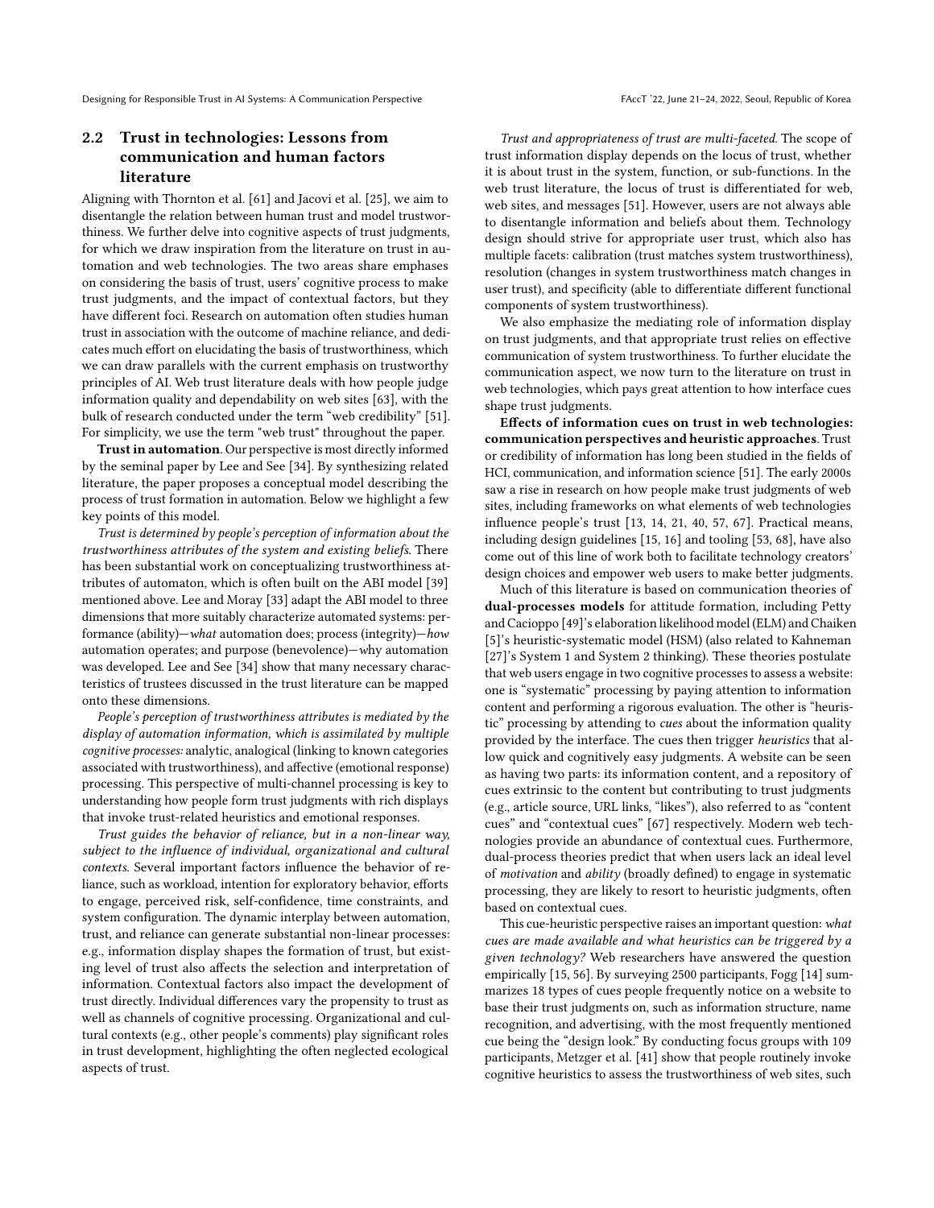## 2.2 Trust in technologies: Lessons from communication and human factors literature

Aligning with Thornton et al. [61] and Jacovi et al. [25], we aim to disentangle the relation between human trust and model trustworthiness. We further delve into cognitive aspects of trust judgments, for which we draw inspiration from the literature on trust in automation and web technologies. The two areas share emphases on considering the basis of trust, users' cognitive process to make trust judgments, and the impact of contextual factors, but they have different foci. Research on automation often studies human trust in association with the outcome of machine reliance, and dedicates much effort on elucidating the basis of trustworthiness, which we can draw parallels with the current emphasis on trustworthy principles of AI. Web trust literature deals with how people judge information quality and dependability on web sites [63], with the bulk of research conducted under the term "web credibility" [51]. For simplicity, we use the term "web trust" throughout the paper.

**Trust in automation**. Our perspective is most directly informed by the seminal paper by Lee and See [34]. By synthesizing related literature, the paper proposes a conceptual model describing the process of trust formation in automation. Below we highlight a few key points of this model.

*Trust is determined by people's perception of information about the trustworthiness attributes of the system and existing beliefs.* There has been substantial work on conceptualizing trustworthiness attributes of automaton, which is often built on the ABI model [39] mentioned above. Lee and Moray [33] adapt the ABI model to three dimensions that more suitably characterize automated systems: performance (ability)—*what* automation does; process (integrity)—*how* automation operates; and purpose (benevolence)—why automation was developed. Lee and See [34] show that many necessary characteristics of trustees discussed in the trust literature can be mapped onto these dimensions.

*People's perception of trustworthiness attributes is mediated by the display of automation information, which is assimilated by multiple cognitive processes:* analytic, analogical (linking to known categories associated with trustworthiness), and affective (emotional response) processing. This perspective of multi-channel processing is key to understanding how people form trust judgments with rich displays that invoke trust-related heuristics and emotional responses.

*Trust guides the behavior of reliance, but in a non-linear way, subject to the influence of individual, organizational and cultural contexts.* Several important factors influence the behavior of reliance, such as workload, intention for exploratory behavior, efforts to engage, perceived risk, self-confidence, time constraints, and system configuration. The dynamic interplay between automation, trust, and reliance can generate substantial non-linear processes: e.g., information display shapes the formation of trust, but existing level of trust also affects the selection and interpretation of information. Contextual factors also impact the development of trust directly. Individual differences vary the propensity to trust as well as channels of cognitive processing. Organizational and cultural contexts (e.g., other people's comments) play significant roles in trust development, highlighting the often neglected ecological aspects of trust.

*Trust and appropriateness of trust are multi-faceted.* The scope of trust information display depends on the locus of trust, whether it is about trust in the system, function, or sub-functions. In the web trust literature, the locus of trust is differentiated for web, web sites, and messages [51]. However, users are not always able to disentangle information and beliefs about them. Technology design should strive for appropriate user trust, which also has multiple facets: calibration (trust matches system trustworthiness), resolution (changes in system trustworthiness match changes in user trust), and specificity (able to differentiate different functional components of system trustworthiness).

We also emphasize the mediating role of information display on trust judgments, and that appropriate trust relies on effective communication of system trustworthiness. To further elucidate the communication aspect, we now turn to the literature on trust in web technologies, which pays great attention to how interface cues shape trust judgments.

**Effects of information cues on trust in web technologies: communication perspectives and heuristic approaches**. Trust or credibility of information has long been studied in the fields of HCI, communication, and information science [51]. The early 2000s saw a rise in research on how people make trust judgments of web sites, including frameworks on what elements of web technologies influence people's trust [13, 14, 21, 40, 57, 67]. Practical means, including design guidelines [15, 16] and tooling [53, 68], have also come out of this line of work both to facilitate technology creators' design choices and empower web users to make better judgments.

Much of this literature is based on communication theories of **dual-processes models** for attitude formation, including Petty and Cacioppo [49]'s elaboration likelihood model (ELM) and Chaiken [5]'s heuristic-systematic model (HSM) (also related to Kahneman [27]'s System 1 and System 2 thinking). These theories postulate that web users engage in two cognitive processes to assess a website: one is "systematic" processing by paying attention to information content and performing a rigorous evaluation. The other is "heuristic" processing by attending to *cues* about the information quality provided by the interface. The cues then trigger *heuristics* that allow quick and cognitively easy judgments. A website can be seen as having two parts: its information content, and a repository of cues extrinsic to the content but contributing to trust judgments (e.g., article source, URL links, "likes"), also referred to as "content cues" and "contextual cues" [67] respectively. Modern web technologies provide an abundance of contextual cues. Furthermore, dual-process theories predict that when users lack an ideal level of *motivation* and *ability* (broadly defined) to engage in systematic processing, they are likely to resort to heuristic judgments, often based on contextual cues.

This cue-heuristic perspective raises an important question: *what cues are made available and what heuristics can be triggered by a given technology?* Web researchers have answered the question empirically [15, 56]. By surveying 2500 participants, Fogg [14] summarizes 18 types of cues people frequently notice on a website to base their trust judgments on, such as information structure, name recognition, and advertising, with the most frequently mentioned cue being the "design look." By conducting focus groups with 109 participants, Metzger et al. [41] show that people routinely invoke cognitive heuristics to assess the trustworthiness of web sites, such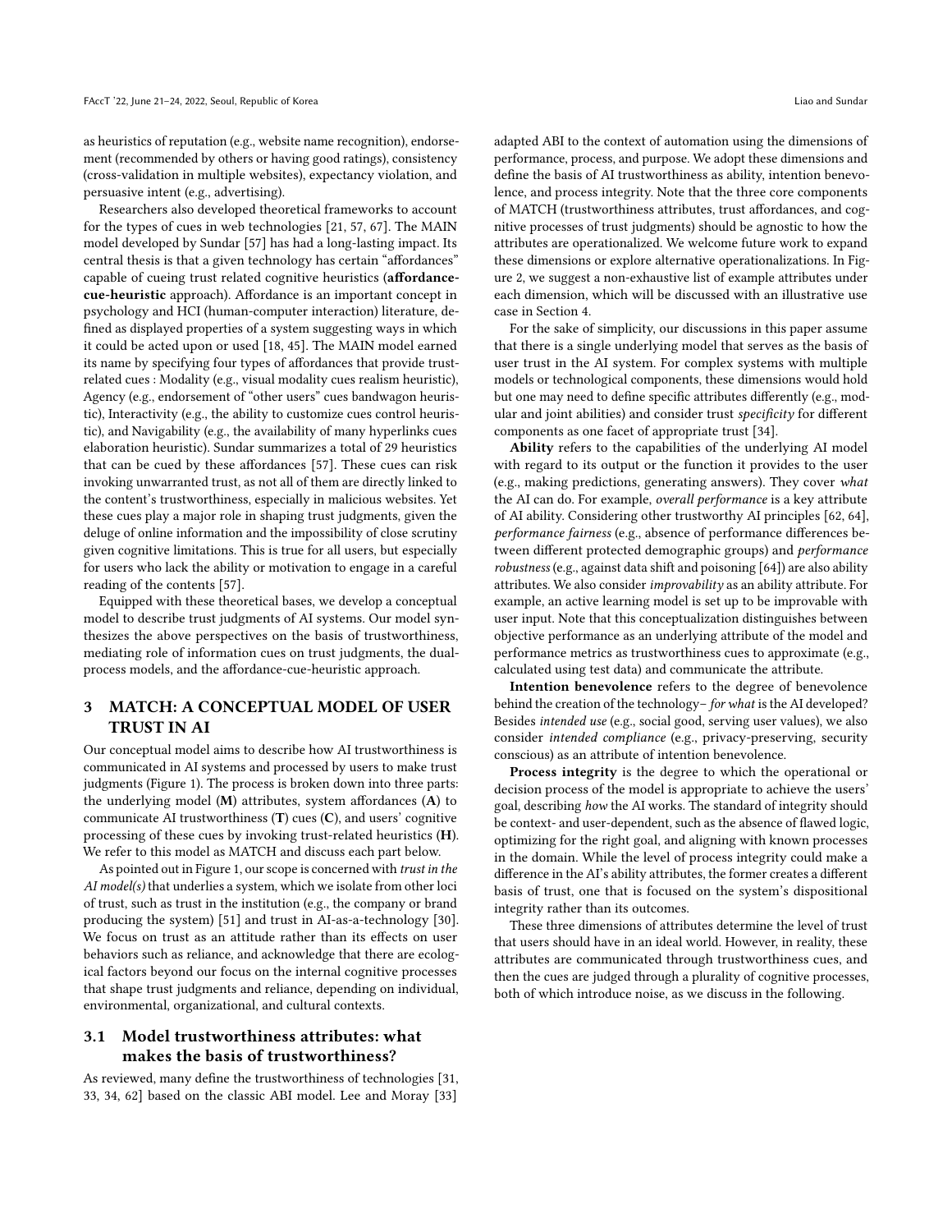as heuristics of reputation (e.g., website name recognition), endorsement (recommended by others or having good ratings), consistency (cross-validation in multiple websites), expectancy violation, and persuasive intent (e.g., advertising).

Researchers also developed theoretical frameworks to account for the types of cues in web technologies [21, 57, 67]. The MAIN model developed by Sundar [57] has had a long-lasting impact. Its central thesis is that a given technology has certain "affordances" capable of cueing trust related cognitive heuristics (**affordance-cue-heuristic** approach). Affordance is an important concept in psychology and HCI (human-computer interaction) literature, defined as displayed properties of a system suggesting ways in which it could be acted upon or used [18, 45]. The MAIN model earned its name by specifying four types of affordances that provide trust-related cues : Modality (e.g., visual modality cues realism heuristic), Agency (e.g., endorsement of "other users" cues bandwagon heuristic), Interactivity (e.g., the ability to customize cues control heuristic), and Navigability (e.g., the availability of many hyperlinks cues elaboration heuristic). Sundar summarizes a total of 29 heuristics that can be cued by these affordances [57]. These cues can risk invoking unwarranted trust, as not all of them are directly linked to the content's trustworthiness, especially in malicious websites. Yet these cues play a major role in shaping trust judgments, given the deluge of online information and the impossibility of close scrutiny given cognitive limitations. This is true for all users, but especially for users who lack the ability or motivation to engage in a careful reading of the contents [57].

Equipped with these theoretical bases, we develop a conceptual model to describe trust judgments of AI systems. Our model synthesizes the above perspectives on the basis of trustworthiness, mediating role of information cues on trust judgments, the dual-process models, and the affordance-cue-heuristic approach.

# 3 MATCH: A CONCEPTUAL MODEL OF USER TRUST IN AI

Our conceptual model aims to describe how AI trustworthiness is communicated in AI systems and processed by users to make trust judgments (Figure 1). The process is broken down into three parts: the underlying model (**M**) attributes, system affordances (**A**) to communicate AI trustworthiness (**T**) cues (**C**), and users' cognitive processing of these cues by invoking trust-related heuristics (**H**). We refer to this model as MATCH and discuss each part below.

As pointed out in Figure 1, our scope is concerned with *trust in the AI model(s)* that underlies a system, which we isolate from other loci of trust, such as trust in the institution (e.g., the company or brand producing the system) [51] and trust in AI-as-a-technology [30]. We focus on trust as an attitude rather than its effects on user behaviors such as reliance, and acknowledge that there are ecological factors beyond our focus on the internal cognitive processes that shape trust judgments and reliance, depending on individual, environmental, organizational, and cultural contexts.

## 3.1 Model trustworthiness attributes: what makes the basis of trustworthiness?

As reviewed, many define the trustworthiness of technologies [31, 33, 34, 62] based on the classic ABI model. Lee and Moray [33] adapted ABI to the context of automation using the dimensions of performance, process, and purpose. We adopt these dimensions and define the basis of AI trustworthiness as ability, intention benevolence, and process integrity. Note that the three core components of MATCH (trustworthiness attributes, trust affordances, and cognitive processes of trust judgments) should be agnostic to how the attributes are operationalized. We welcome future work to expand these dimensions or explore alternative operationalizations. In Figure 2, we suggest a non-exhaustive list of example attributes under each dimension, which will be discussed with an illustrative use case in Section 4.

For the sake of simplicity, our discussions in this paper assume that there is a single underlying model that serves as the basis of user trust in the AI system. For complex systems with multiple models or technological components, these dimensions would hold but one may need to define specific attributes differently (e.g., modular and joint abilities) and consider trust *specificity* for different components as one facet of appropriate trust [34].

**Ability** refers to the capabilities of the underlying AI model with regard to its output or the function it provides to the user (e.g., making predictions, generating answers). They cover *what* the AI can do. For example, *overall performance* is a key attribute of AI ability. Considering other trustworthy AI principles [62, 64], *performance fairness* (e.g., absence of performance differences between different protected demographic groups) and *performance robustness* (e.g., against data shift and poisoning [64]) are also ability attributes. We also consider *improvability* as an ability attribute. For example, an active learning model is set up to be improvable with user input. Note that this conceptualization distinguishes between objective performance as an underlying attribute of the model and performance metrics as trustworthiness cues to approximate (e.g., calculated using test data) and communicate the attribute.

**Intention benevolence** refers to the degree of benevolence behind the creation of the technology– *for what* is the AI developed? Besides *intended use* (e.g., social good, serving user values), we also consider *intended compliance* (e.g., privacy-preserving, security conscious) as an attribute of intention benevolence.

**Process integrity** is the degree to which the operational or decision process of the model is appropriate to achieve the users' goal, describing *how* the AI works. The standard of integrity should be context- and user-dependent, such as the absence of flawed logic, optimizing for the right goal, and aligning with known processes in the domain. While the level of process integrity could make a difference in the AI's ability attributes, the former creates a different basis of trust, one that is focused on the system's dispositional integrity rather than its outcomes.

These three dimensions of attributes determine the level of trust that users should have in an ideal world. However, in reality, these attributes are communicated through trustworthiness cues, and then the cues are judged through a plurality of cognitive processes, both of which introduce noise, as we discuss in the following.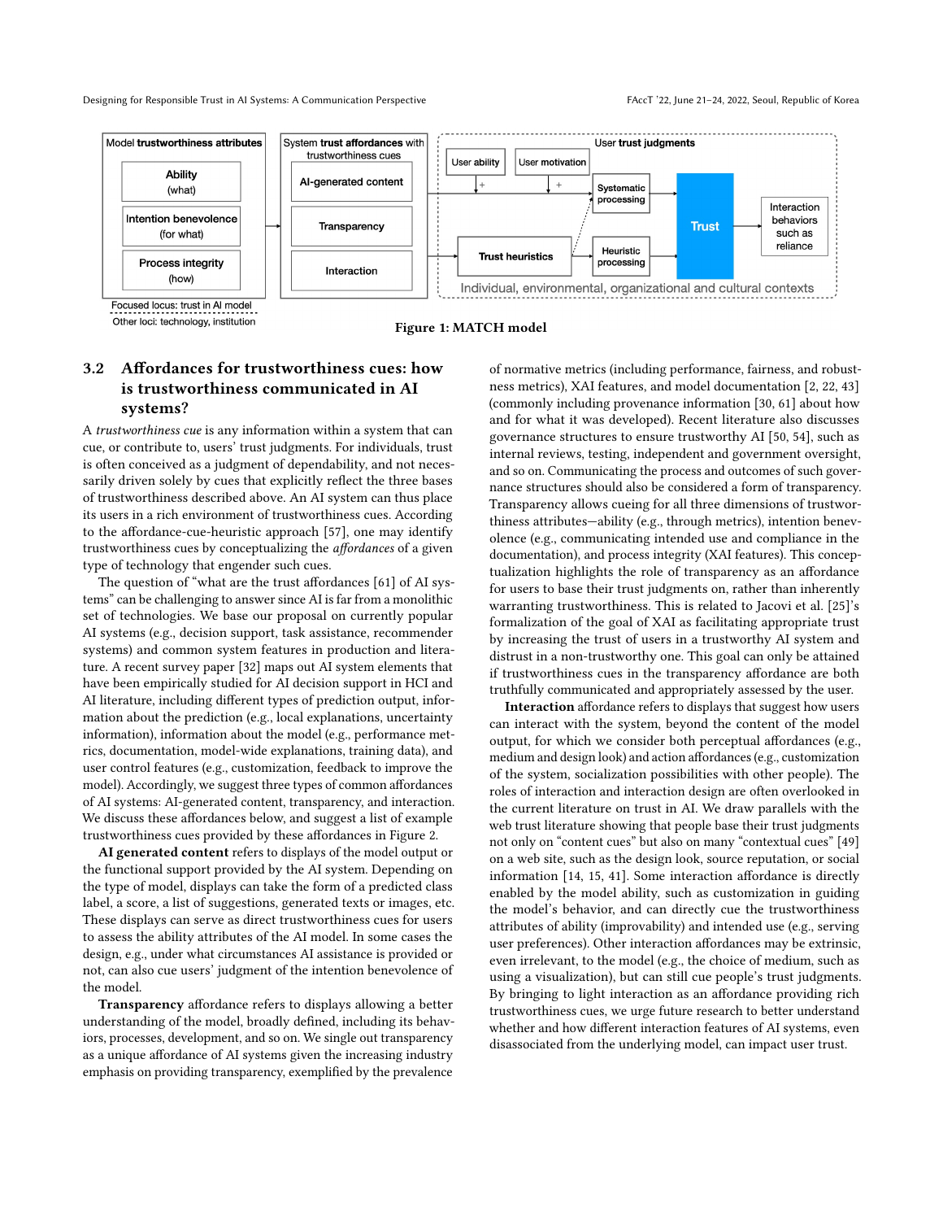Figure 1: MATCH model

### 3.2 Affordances for trustworthiness cues: how is trustworthiness communicated in AI systems?

A *trustworthiness cue* is any information within a system that can cue, or contribute to, users' trust judgments. For individuals, trust is often conceived as a judgment of dependability, and not necessarily driven solely by cues that explicitly reflect the three bases of trustworthiness described above. An AI system can thus place its users in a rich environment of trustworthiness cues. According to the affordance-cue-heuristic approach [57], one may identify trustworthiness cues by conceptualizing the *affordances* of a given type of technology that engender such cues.

The question of "what are the trust affordances [61] of AI systems" can be challenging to answer since AI is far from a monolithic set of technologies. We base our proposal on currently popular AI systems (e.g., decision support, task assistance, recommender systems) and common system features in production and literature. A recent survey paper [32] maps out AI system elements that have been empirically studied for AI decision support in HCI and AI literature, including different types of prediction output, information about the prediction (e.g., local explanations, uncertainty information), information about the model (e.g., performance metrics, documentation, model-wide explanations, training data), and user control features (e.g., customization, feedback to improve the model). Accordingly, we suggest three types of common affordances of AI systems: AI-generated content, transparency, and interaction. We discuss these affordances below, and suggest a list of example trustworthiness cues provided by these affordances in Figure 2.

**AI generated content** refers to displays of the model output or the functional support provided by the AI system. Depending on the type of model, displays can take the form of a predicted class label, a score, a list of suggestions, generated texts or images, etc. These displays can serve as direct trustworthiness cues for users to assess the ability attributes of the AI model. In some cases the design, e.g., under what circumstances AI assistance is provided or not, can also cue users' judgment of the intention benevolence of the model.

**Transparency** affordance refers to displays allowing a better understanding of the model, broadly defined, including its behaviors, processes, development, and so on. We single out transparency as a unique affordance of AI systems given the increasing industry emphasis on providing transparency, exemplified by the prevalence of normative metrics (including performance, fairness, and robustness metrics), XAI features, and model documentation [2, 22, 43] (commonly including provenance information [30, 61] about how and for what it was developed). Recent literature also discusses governance structures to ensure trustworthy AI [50, 54], such as internal reviews, testing, independent and government oversight, and so on. Communicating the process and outcomes of such governance structures should also be considered a form of transparency. Transparency allows cueing for all three dimensions of trustworthiness attributes—ability (e.g., through metrics), intention benevolence (e.g., communicating intended use and compliance in the documentation), and process integrity (XAI features). This conceptualization highlights the role of transparency as an affordance for users to base their trust judgments on, rather than inherently warranting trustworthiness. This is related to Jacovi et al. [25]'s formalization of the goal of XAI as facilitating appropriate trust by increasing the trust of users in a trustworthy AI system and distrust in a non-trustworthy one. This goal can only be attained if trustworthiness cues in the transparency affordance are both truthfully communicated and appropriately assessed by the user.

**Interaction** affordance refers to displays that suggest how users can interact with the system, beyond the content of the model output, for which we consider both perceptual affordances (e.g., medium and design look) and action affordances (e.g., customization of the system, socialization possibilities with other people). The roles of interaction and interaction design are often overlooked in the current literature on trust in AI. We draw parallels with the web trust literature showing that people base their trust judgments not only on "content cues" but also on many "contextual cues" [49] on a web site, such as the design look, source reputation, or social information [14, 15, 41]. Some interaction affordance is directly enabled by the model ability, such as customization in guiding the model's behavior, and can directly cue the trustworthiness attributes of ability (improvability) and intended use (e.g., serving user preferences). Other interaction affordances may be extrinsic, even irrelevant, to the model (e.g., the choice of medium, such as using a visualization), but can still cue people's trust judgments. By bringing to light interaction as an affordance providing rich trustworthiness cues, we urge future research to better understand whether and how different interaction features of AI systems, even disassociated from the underlying model, can impact user trust.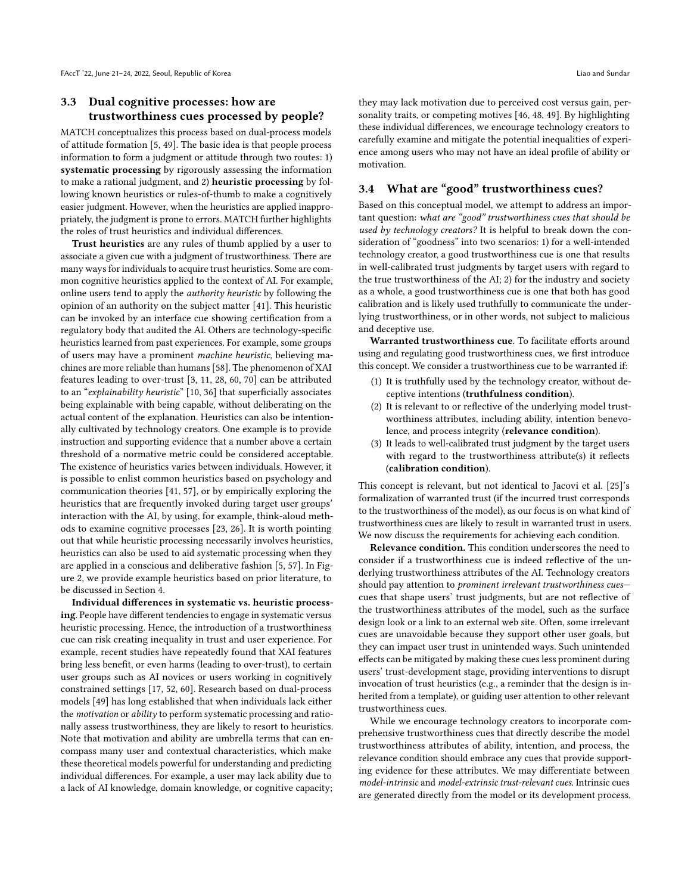### 3.3 Dual cognitive processes: how are trustworthiness cues processed by people?

MATCH conceptualizes this process based on dual-process models of attitude formation [5, 49]. The basic idea is that people process information to form a judgment or attitude through two routes: 1) **systematic processing** by rigorously assessing the information to make a rational judgment, and 2) **heuristic processing** by following known heuristics or rules-of-thumb to make a cognitively easier judgment. However, when the heuristics are applied inappropriately, the judgment is prone to errors. MATCH further highlights the roles of trust heuristics and individual differences.

**Trust heuristics** are any rules of thumb applied by a user to associate a given cue with a judgment of trustworthiness. There are many ways for individuals to acquire trust heuristics. Some are common cognitive heuristics applied to the context of AI. For example, online users tend to apply the *authority heuristic* by following the opinion of an authority on the subject matter [41]. This heuristic can be invoked by an interface cue showing certification from a regulatory body that audited the AI. Others are technology-specific heuristics learned from past experiences. For example, some groups of users may have a prominent *machine heuristic*, believing machines are more reliable than humans [58]. The phenomenon of XAI features leading to over-trust [3, 11, 28, 60, 70] can be attributed to an "*explainability heuristic*" [10, 36] that superficially associates being explainable with being capable, without deliberating on the actual content of the explanation. Heuristics can also be intentionally cultivated by technology creators. One example is to provide instruction and supporting evidence that a number above a certain threshold of a normative metric could be considered acceptable. The existence of heuristics varies between individuals. However, it is possible to enlist common heuristics based on psychology and communication theories [41, 57], or by empirically exploring the heuristics that are frequently invoked during target user groups' interaction with the AI, by using, for example, think-aloud methods to examine cognitive processes [23, 26]. It is worth pointing out that while heuristic processing necessarily involves heuristics, heuristics can also be used to aid systematic processing when they are applied in a conscious and deliberative fashion [5, 57]. In Figure 2, we provide example heuristics based on prior literature, to be discussed in Section 4.

**Individual differences in systematic vs. heuristic processing**. People have different tendencies to engage in systematic versus heuristic processing. Hence, the introduction of a trustworthiness cue can risk creating inequality in trust and user experience. For example, recent studies have repeatedly found that XAI features bring less benefit, or even harms (leading to over-trust), to certain user groups such as AI novices or users working in cognitively constrained settings [17, 52, 60]. Research based on dual-process models [49] has long established that when individuals lack either the *motivation* or *ability* to perform systematic processing and rationally assess trustworthiness, they are likely to resort to heuristics. Note that motivation and ability are umbrella terms that can encompass many user and contextual characteristics, which make these theoretical models powerful for understanding and predicting individual differences. For example, a user may lack ability due to a lack of AI knowledge, domain knowledge, or cognitive capacity; they may lack motivation due to perceived cost versus gain, personality traits, or competing motives [46, 48, 49]. By highlighting these individual differences, we encourage technology creators to carefully examine and mitigate the potential inequalities of experience among users who may not have an ideal profile of ability or motivation.

### 3.4 What are "good" trustworthiness cues?

Based on this conceptual model, we attempt to address an important question: *what are "good" trustworthiness cues that should be used by technology creators?* It is helpful to break down the consideration of "goodness" into two scenarios: 1) for a well-intended technology creator, a good trustworthiness cue is one that results in well-calibrated trust judgments by target users with regard to the true trustworthiness of the AI; 2) for the industry and society as a whole, a good trustworthiness cue is one that both has good calibration and is likely used truthfully to communicate the underlying trustworthiness, or in other words, not subject to malicious and deceptive use.

**Warranted trustworthiness cue**. To facilitate efforts around using and regulating good trustworthiness cues, we first introduce this concept. We consider a trustworthiness cue to be warranted if:

1. It is truthfully used by the technology creator, without deceptive intentions (**truthfulness condition**).
2. It is relevant to or reflective of the underlying model trustworthiness attributes, including ability, intention benevolence, and process integrity (**relevance condition**).
3. It leads to well-calibrated trust judgment by the target users with regard to the trustworthiness attribute(s) it reflects (**calibration condition**).

This concept is relevant, but not identical to Jacovi et al. [25]'s formalization of warranted trust (if the incurred trust corresponds to the trustworthiness of the model), as our focus is on what kind of trustworthiness cues are likely to result in warranted trust in users. We now discuss the requirements for achieving each condition.

**Relevance condition.** This condition underscores the need to consider if a trustworthiness cue is indeed reflective of the underlying trustworthiness attributes of the AI. Technology creators should pay attention to *prominent irrelevant trustworthiness cues*—cues that shape users' trust judgments, but are not reflective of the trustworthiness attributes of the model, such as the surface design look or a link to an external web site. Often, some irrelevant cues are unavoidable because they support other user goals, but they can impact user trust in unintended ways. Such unintended effects can be mitigated by making these cues less prominent during users' trust-development stage, providing interventions to disrupt invocation of trust heuristics (e.g., a reminder that the design is inherited from a template), or guiding user attention to other relevant trustworthiness cues.

While we encourage technology creators to incorporate comprehensive trustworthiness cues that directly describe the model trustworthiness attributes of ability, intention, and process, the relevance condition should embrace any cues that provide supporting evidence for these attributes. We may differentiate between *model-intrinsic* and *model-extrinsic trust-relevant cues*. Intrinsic cues are generated directly from the model or its development process,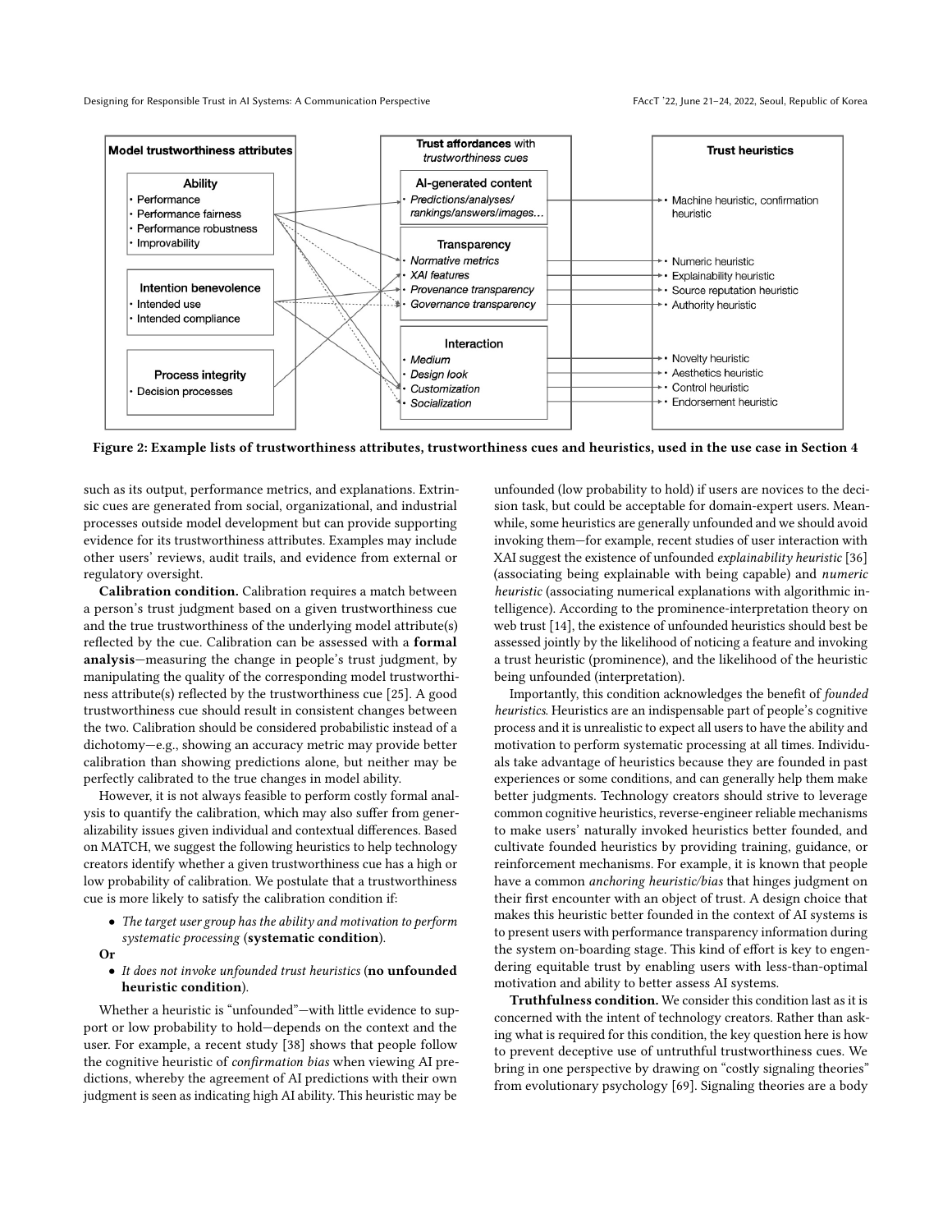Figure 2: Example lists of trustworthiness attributes, trustworthiness cues and heuristics, used in the use case in Section 4

such as its output, performance metrics, and explanations. Extrinsic cues are generated from social, organizational, and industrial processes outside model development but can provide supporting evidence for its trustworthiness attributes. Examples may include other users' reviews, audit trails, and evidence from external or regulatory oversight.

**Calibration condition.** Calibration requires a match between a person's trust judgment based on a given trustworthiness cue and the true trustworthiness of the underlying model attribute(s) reflected by the cue. Calibration can be assessed with a **formal analysis**—measuring the change in people's trust judgment, by manipulating the quality of the corresponding model trustworthiness attribute(s) reflected by the trustworthiness cue [25]. A good trustworthiness cue should result in consistent changes between the two. Calibration should be considered probabilistic instead of a dichotomy—e.g., showing an accuracy metric may provide better calibration than showing predictions alone, but neither may be perfectly calibrated to the true changes in model ability.

However, it is not always feasible to perform costly formal analysis to quantify the calibration, which may also suffer from generalizability issues given individual and contextual differences. Based on MATCH, we suggest the following heuristics to help technology creators identify whether a given trustworthiness cue has a high or low probability of calibration. We postulate that a trustworthiness cue is more likely to satisfy the calibration condition if:

- *The target user group has the ability and motivation to perform systematic processing* (**systematic condition**).

**Or**

- *It does not invoke unfounded trust heuristics* (**no unfounded heuristic condition**).

Whether a heuristic is "unfounded"—with little evidence to support or low probability to hold—depends on the context and the user. For example, a recent study [38] shows that people follow the cognitive heuristic of *confirmation bias* when viewing AI predictions, whereby the agreement of AI predictions with their own judgment is seen as indicating high AI ability. This heuristic may be unfounded (low probability to hold) if users are novices to the decision task, but could be acceptable for domain-expert users. Meanwhile, some heuristics are generally unfounded and we should avoid invoking them—for example, recent studies of user interaction with XAI suggest the existence of unfounded *explainability heuristic* [36] (associating being explainable with being capable) and *numeric heuristic* (associating numerical explanations with algorithmic intelligence). According to the prominence-interpretation theory on web trust [14], the existence of unfounded heuristics should best be assessed jointly by the likelihood of noticing a feature and invoking a trust heuristic (prominence), and the likelihood of the heuristic being unfounded (interpretation).

Importantly, this condition acknowledges the benefit of *founded heuristics*. Heuristics are an indispensable part of people's cognitive process and it is unrealistic to expect all users to have the ability and motivation to perform systematic processing at all times. Individuals take advantage of heuristics because they are founded in past experiences or some conditions, and can generally help them make better judgments. Technology creators should strive to leverage common cognitive heuristics, reverse-engineer reliable mechanisms to make users' naturally invoked heuristics better founded, and cultivate founded heuristics by providing training, guidance, or reinforcement mechanisms. For example, it is known that people have a common *anchoring heuristic/bias* that hinges judgment on their first encounter with an object of trust. A design choice that makes this heuristic better founded in the context of AI systems is to present users with performance transparency information during the system on-boarding stage. This kind of effort is key to engendering equitable trust by enabling users with less-than-optimal motivation and ability to better assess AI systems.

**Truthfulness condition.** We consider this condition last as it is concerned with the intent of technology creators. Rather than asking what is required for this condition, the key question here is how to prevent deceptive use of untruthful trustworthiness cues. We bring in one perspective by drawing on "costly signaling theories" from evolutionary psychology [69]. Signaling theories are a body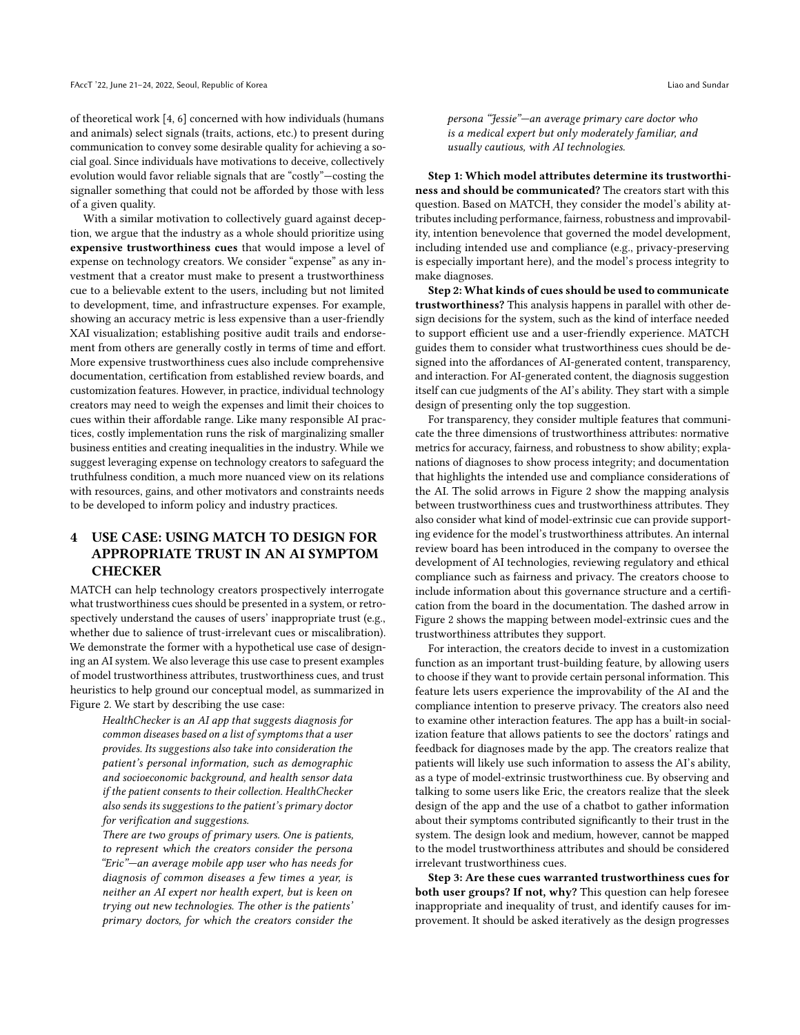of theoretical work [4, 6] concerned with how individuals (humans and animals) select signals (traits, actions, etc.) to present during communication to convey some desirable quality for achieving a social goal. Since individuals have motivations to deceive, collectively evolution would favor reliable signals that are "costly"—costing the signaller something that could not be afforded by those with less of a given quality.

With a similar motivation to collectively guard against deception, we argue that the industry as a whole should prioritize using **expensive trustworthiness cues** that would impose a level of expense on technology creators. We consider "expense" as any investment that a creator must make to present a trustworthiness cue to a believable extent to the users, including but not limited to development, time, and infrastructure expenses. For example, showing an accuracy metric is less expensive than a user-friendly XAI visualization; establishing positive audit trails and endorsement from others are generally costly in terms of time and effort. More expensive trustworthiness cues also include comprehensive documentation, certification from established review boards, and customization features. However, in practice, individual technology creators may need to weigh the expenses and limit their choices to cues within their affordable range. Like many responsible AI practices, costly implementation runs the risk of marginalizing smaller business entities and creating inequalities in the industry. While we suggest leveraging expense on technology creators to safeguard the truthfulness condition, a much more nuanced view on its relations with resources, gains, and other motivators and constraints needs to be developed to inform policy and industry practices.

## 4 USE CASE: USING MATCH TO DESIGN FOR APPROPRIATE TRUST IN AN AI SYMPTOM CHECKER

MATCH can help technology creators prospectively interrogate what trustworthiness cues should be presented in a system, or retrospectively understand the causes of users' inappropriate trust (e.g., whether due to salience of trust-irrelevant cues or miscalibration). We demonstrate the former with a hypothetical use case of designing an AI system. We also leverage this use case to present examples of model trustworthiness attributes, trustworthiness cues, and trust heuristics to help ground our conceptual model, as summarized in Figure 2. We start by describing the use case:

> *HealthChecker is an AI app that suggests diagnosis for common diseases based on a list of symptoms that a user provides. Its suggestions also take into consideration the patient's personal information, such as demographic and socioeconomic background, and health sensor data if the patient consents to their collection. HealthChecker also sends its suggestions to the patient's primary doctor for verification and suggestions.*
>
> *There are two groups of primary users. One is patients, to represent which the creators consider the persona "Eric"—an average mobile app user who has needs for diagnosis of common diseases a few times a year, is neither an AI expert nor health expert, but is keen on trying out new technologies. The other is the patients' primary doctors, for which the creators consider the persona "Jessie"—an average primary care doctor who is a medical expert but only moderately familiar, and usually cautious, with AI technologies.*

**Step 1: Which model attributes determine its trustworthiness and should be communicated?** The creators start with this question. Based on MATCH, they consider the model's ability attributes including performance, fairness, robustness and improvability, intention benevolence that governed the model development, including intended use and compliance (e.g., privacy-preserving is especially important here), and the model's process integrity to make diagnoses.

**Step 2: What kinds of cues should be used to communicate trustworthiness?** This analysis happens in parallel with other design decisions for the system, such as the kind of interface needed to support efficient use and a user-friendly experience. MATCH guides them to consider what trustworthiness cues should be designed into the affordances of AI-generated content, transparency, and interaction. For AI-generated content, the diagnosis suggestion itself can cue judgments of the AI's ability. They start with a simple design of presenting only the top suggestion.

For transparency, they consider multiple features that communicate the three dimensions of trustworthiness attributes: normative metrics for accuracy, fairness, and robustness to show ability; explanations of diagnoses to show process integrity; and documentation that highlights the intended use and compliance considerations of the AI. The solid arrows in Figure 2 show the mapping analysis between trustworthiness cues and trustworthiness attributes. They also consider what kind of model-extrinsic cue can provide supporting evidence for the model's trustworthiness attributes. An internal review board has been introduced in the company to oversee the development of AI technologies, reviewing regulatory and ethical compliance such as fairness and privacy. The creators choose to include information about this governance structure and a certification from the board in the documentation. The dashed arrow in Figure 2 shows the mapping between model-extrinsic cues and the trustworthiness attributes they support.

For interaction, the creators decide to invest in a customization function as an important trust-building feature, by allowing users to choose if they want to provide certain personal information. This feature lets users experience the improvability of the AI and the compliance intention to preserve privacy. The creators also need to examine other interaction features. The app has a built-in socialization feature that allows patients to see the doctors' ratings and feedback for diagnoses made by the app. The creators realize that patients will likely use such information to assess the AI's ability, as a type of model-extrinsic trustworthiness cue. By observing and talking to some users like Eric, the creators realize that the sleek design of the app and the use of a chatbot to gather information about their symptoms contributed significantly to their trust in the system. The design look and medium, however, cannot be mapped to the model trustworthiness attributes and should be considered irrelevant trustworthiness cues.

**Step 3: Are these cues warranted trustworthiness cues for both user groups? If not, why?** This question can help foresee inappropriate and inequality of trust, and identify causes for improvement. It should be asked iteratively as the design progresses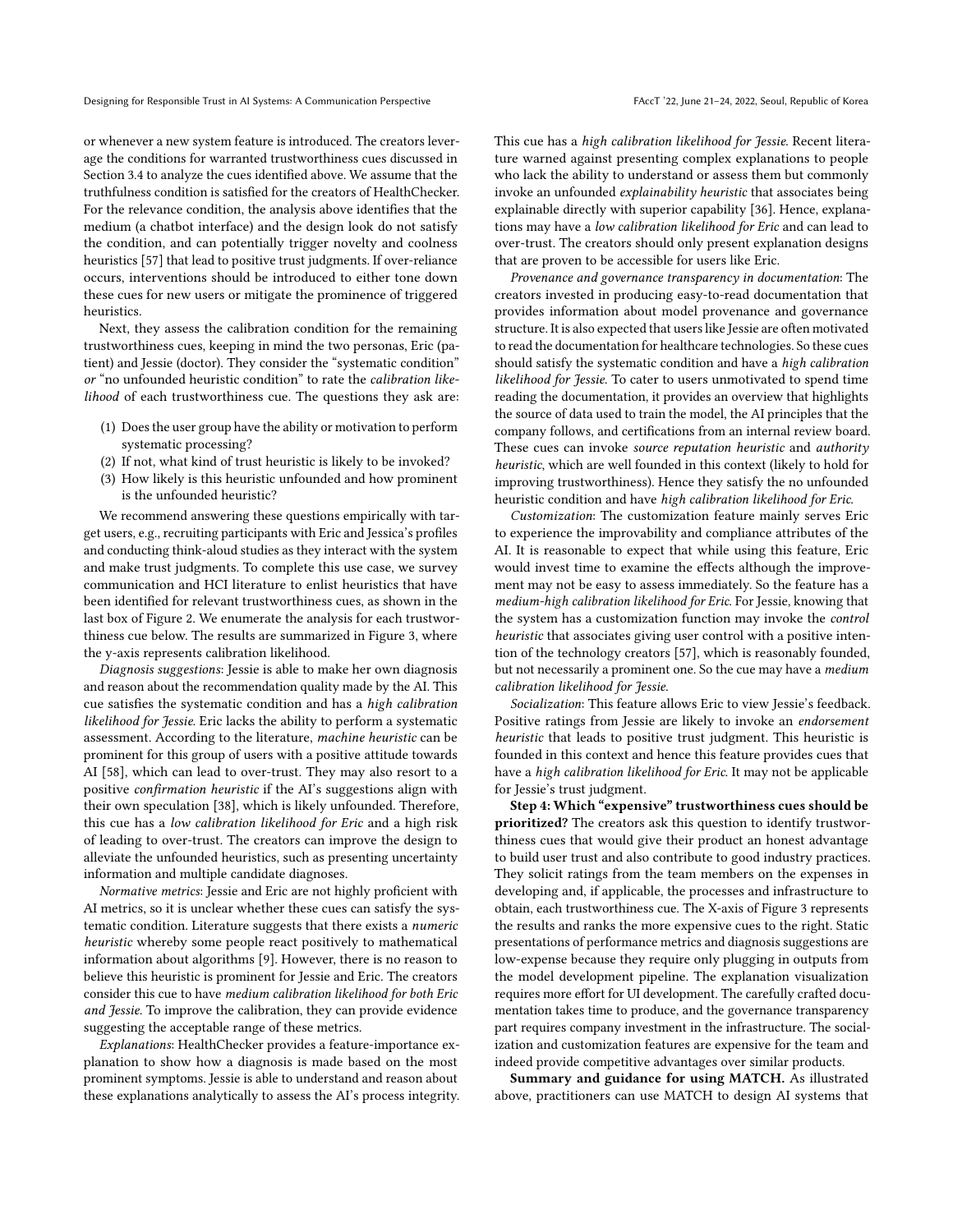or whenever a new system feature is introduced. The creators leverage the conditions for warranted trustworthiness cues discussed in Section 3.4 to analyze the cues identified above. We assume that the truthfulness condition is satisfied for the creators of HealthChecker. For the relevance condition, the analysis above identifies that the medium (a chatbot interface) and the design look do not satisfy the condition, and can potentially trigger novelty and coolness heuristics [57] that lead to positive trust judgments. If over-reliance occurs, interventions should be introduced to either tone down these cues for new users or mitigate the prominence of triggered heuristics.

Next, they assess the calibration condition for the remaining trustworthiness cues, keeping in mind the two personas, Eric (patient) and Jessie (doctor). They consider the "systematic condition" *or* "no unfounded heuristic condition" to rate the *calibration likelihood* of each trustworthiness cue. The questions they ask are:

1. Does the user group have the ability or motivation to perform systematic processing?
2. If not, what kind of trust heuristic is likely to be invoked?
3. How likely is this heuristic unfounded and how prominent is the unfounded heuristic?

We recommend answering these questions empirically with target users, e.g., recruiting participants with Eric and Jessica's profiles and conducting think-aloud studies as they interact with the system and make trust judgments. To complete this use case, we survey communication and HCI literature to enlist heuristics that have been identified for relevant trustworthiness cues, as shown in the last box of Figure 2. We enumerate the analysis for each trustworthiness cue below. The results are summarized in Figure 3, where the y-axis represents calibration likelihood.

*Diagnosis suggestions*: Jessie is able to make her own diagnosis and reason about the recommendation quality made by the AI. This cue satisfies the systematic condition and has a *high calibration likelihood for Jessie*. Eric lacks the ability to perform a systematic assessment. According to the literature, *machine heuristic* can be prominent for this group of users with a positive attitude towards AI [58], which can lead to over-trust. They may also resort to a positive *confirmation heuristic* if the AI's suggestions align with their own speculation [38], which is likely unfounded. Therefore, this cue has a *low calibration likelihood for Eric* and a high risk of leading to over-trust. The creators can improve the design to alleviate the unfounded heuristics, such as presenting uncertainty information and multiple candidate diagnoses.

*Normative metrics*: Jessie and Eric are not highly proficient with AI metrics, so it is unclear whether these cues can satisfy the systematic condition. Literature suggests that there exists a *numeric heuristic* whereby some people react positively to mathematical information about algorithms [9]. However, there is no reason to believe this heuristic is prominent for Jessie and Eric. The creators consider this cue to have *medium calibration likelihood for both Eric and Jessie*. To improve the calibration, they can provide evidence suggesting the acceptable range of these metrics.

*Explanations*: HealthChecker provides a feature-importance explanation to show how a diagnosis is made based on the most prominent symptoms. Jessie is able to understand and reason about these explanations analytically to assess the AI's process integrity. This cue has a *high calibration likelihood for Jessie*. Recent literature warned against presenting complex explanations to people who lack the ability to understand or assess them but commonly invoke an unfounded *explainability heuristic* that associates being explainable directly with superior capability [36]. Hence, explanations may have a *low calibration likelihood for Eric* and can lead to over-trust. The creators should only present explanation designs that are proven to be accessible for users like Eric.

*Provenance and governance transparency in documentation*: The creators invested in producing easy-to-read documentation that provides information about model provenance and governance structure. It is also expected that users like Jessie are often motivated to read the documentation for healthcare technologies. So these cues should satisfy the systematic condition and have a *high calibration likelihood for Jessie*. To cater to users unmotivated to spend time reading the documentation, it provides an overview that highlights the source of data used to train the model, the AI principles that the company follows, and certifications from an internal review board. These cues can invoke *source reputation heuristic* and *authority heuristic*, which are well founded in this context (likely to hold for improving trustworthiness). Hence they satisfy the no unfounded heuristic condition and have *high calibration likelihood for Eric*.

*Customization*: The customization feature mainly serves Eric to experience the improvability and compliance attributes of the AI. It is reasonable to expect that while using this feature, Eric would invest time to examine the effects although the improvement may not be easy to assess immediately. So the feature has a *medium-high calibration likelihood for Eric*. For Jessie, knowing that the system has a customization function may invoke the *control heuristic* that associates giving user control with a positive intention of the technology creators [57], which is reasonably founded, but not necessarily a prominent one. So the cue may have a *medium calibration likelihood for Jessie*.

*Socialization*: This feature allows Eric to view Jessie's feedback. Positive ratings from Jessie are likely to invoke an *endorsement heuristic* that leads to positive trust judgment. This heuristic is founded in this context and hence this feature provides cues that have a *high calibration likelihood for Eric*. It may not be applicable for Jessie's trust judgment.

**Step 4: Which "expensive" trustworthiness cues should be prioritized?** The creators ask this question to identify trustworthiness cues that would give their product an honest advantage to build user trust and also contribute to good industry practices. They solicit ratings from the team members on the expenses in developing and, if applicable, the processes and infrastructure to obtain, each trustworthiness cue. The X-axis of Figure 3 represents the results and ranks the more expensive cues to the right. Static presentations of performance metrics and diagnosis suggestions are low-expense because they require only plugging in outputs from the model development pipeline. The explanation visualization requires more effort for UI development. The carefully crafted documentation takes time to produce, and the governance transparency part requires company investment in the infrastructure. The socialization and customization features are expensive for the team and indeed provide competitive advantages over similar products.

**Summary and guidance for using MATCH.** As illustrated above, practitioners can use MATCH to design AI systems that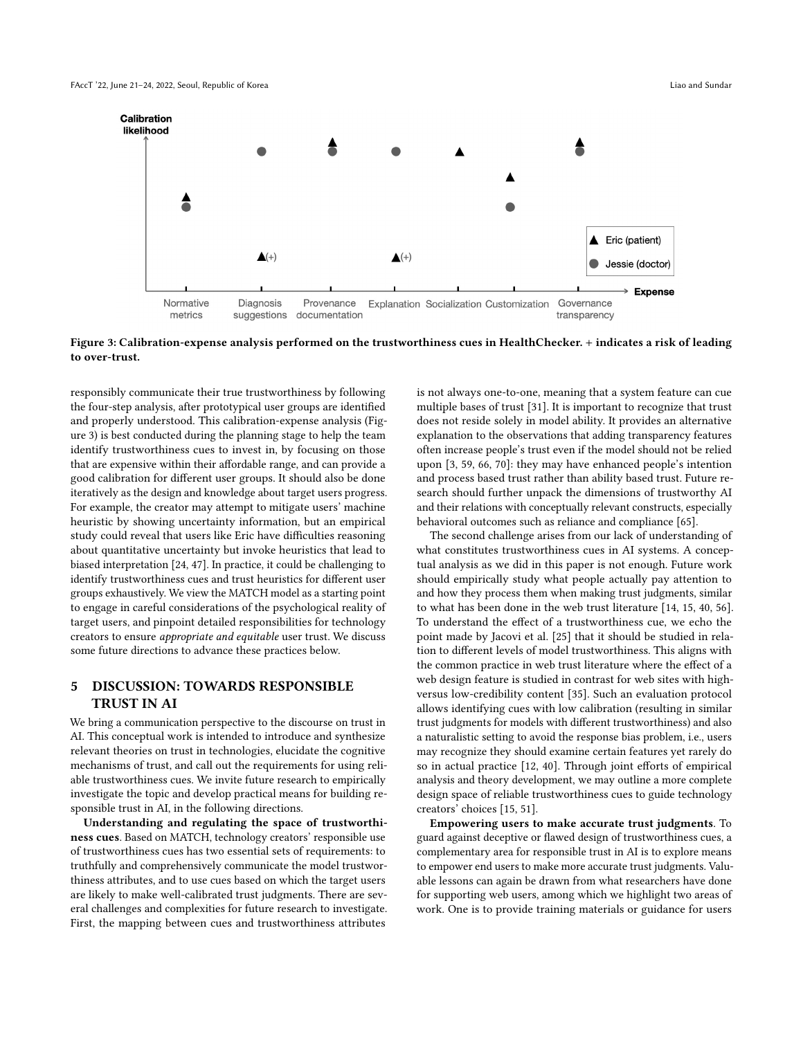Figure 3: Calibration-expense analysis performed on the trustworthiness cues in HealthChecker. + indicates a risk of leading to over-trust.

responsibly communicate their true trustworthiness by following the four-step analysis, after prototypical user groups are identified and properly understood. This calibration-expense analysis (Figure 3) is best conducted during the planning stage to help the team identify trustworthiness cues to invest in, by focusing on those that are expensive within their affordable range, and can provide a good calibration for different user groups. It should also be done iteratively as the design and knowledge about target users progress. For example, the creator may attempt to mitigate users' machine heuristic by showing uncertainty information, but an empirical study could reveal that users like Eric have difficulties reasoning about quantitative uncertainty but invoke heuristics that lead to biased interpretation [24, 47]. In practice, it could be challenging to identify trustworthiness cues and trust heuristics for different user groups exhaustively. We view the MATCH model as a starting point to engage in careful considerations of the psychological reality of target users, and pinpoint detailed responsibilities for technology creators to ensure *appropriate and equitable* user trust. We discuss some future directions to advance these practices below.

## 5 DISCUSSION: TOWARDS RESPONSIBLE TRUST IN AI

We bring a communication perspective to the discourse on trust in AI. This conceptual work is intended to introduce and synthesize relevant theories on trust in technologies, elucidate the cognitive mechanisms of trust, and call out the requirements for using reliable trustworthiness cues. We invite future research to empirically investigate the topic and develop practical means for building responsible trust in AI, in the following directions.

**Understanding and regulating the space of trustworthiness cues**. Based on MATCH, technology creators' responsible use of trustworthiness cues has two essential sets of requirements: to truthfully and comprehensively communicate the model trustworthiness attributes, and to use cues based on which the target users are likely to make well-calibrated trust judgments. There are several challenges and complexities for future research to investigate. First, the mapping between cues and trustworthiness attributes is not always one-to-one, meaning that a system feature can cue multiple bases of trust [31]. It is important to recognize that trust does not reside solely in model ability. It provides an alternative explanation to the observations that adding transparency features often increase people's trust even if the model should not be relied upon [3, 59, 66, 70]: they may have enhanced people's intention and process based trust rather than ability based trust. Future research should further unpack the dimensions of trustworthy AI and their relations with conceptually relevant constructs, especially behavioral outcomes such as reliance and compliance [65].

The second challenge arises from our lack of understanding of what constitutes trustworthiness cues in AI systems. A conceptual analysis as we did in this paper is not enough. Future work should empirically study what people actually pay attention to and how they process them when making trust judgments, similar to what has been done in the web trust literature [14, 15, 40, 56]. To understand the effect of a trustworthiness cue, we echo the point made by Jacovi et al. [25] that it should be studied in relation to different levels of model trustworthiness. This aligns with the common practice in web trust literature where the effect of a web design feature is studied in contrast for web sites with high- versus low-credibility content [35]. Such an evaluation protocol allows identifying cues with low calibration (resulting in similar trust judgments for models with different trustworthiness) and also a naturalistic setting to avoid the response bias problem, i.e., users may recognize they should examine certain features yet rarely do so in actual practice [12, 40]. Through joint efforts of empirical analysis and theory development, we may outline a more complete design space of reliable trustworthiness cues to guide technology creators' choices [15, 51].

**Empowering users to make accurate trust judgments**. To guard against deceptive or flawed design of trustworthiness cues, a complementary area for responsible trust in AI is to explore means to empower end users to make more accurate trust judgments. Valuable lessons can again be drawn from what researchers have done for supporting web users, among which we highlight two areas of work. One is to provide training materials or guidance for users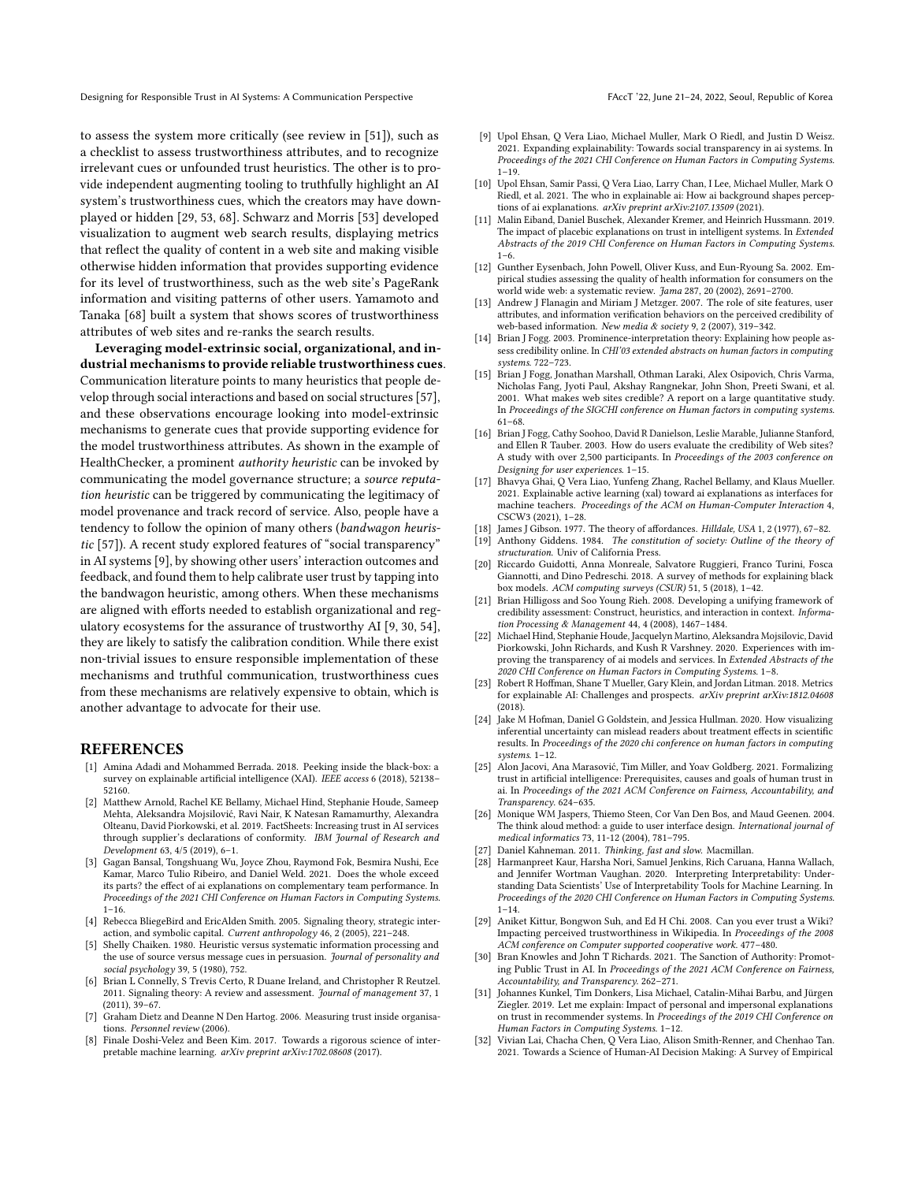to assess the system more critically (see review in [51]), such as a checklist to assess trustworthiness attributes, and to recognize irrelevant cues or unfounded trust heuristics. The other is to provide independent augmenting tooling to truthfully highlight an AI system's trustworthiness cues, which the creators may have downplayed or hidden [29, 53, 68]. Schwarz and Morris [53] developed visualization to augment web search results, displaying metrics that reflect the quality of content in a web site and making visible otherwise hidden information that provides supporting evidence for its level of trustworthiness, such as the web site's PageRank information and visiting patterns of other users. Yamamoto and Tanaka [68] built a system that shows scores of trustworthiness attributes of web sites and re-ranks the search results.

**Leveraging model-extrinsic social, organizational, and industrial mechanisms to provide reliable trustworthiness cues**. Communication literature points to many heuristics that people develop through social interactions and based on social structures [57], and these observations encourage looking into model-extrinsic mechanisms to generate cues that provide supporting evidence for the model trustworthiness attributes. As shown in the example of HealthChecker, a prominent *authority heuristic* can be invoked by communicating the model governance structure; a *source reputation heuristic* can be triggered by communicating the legitimacy of model provenance and track record of service. Also, people have a tendency to follow the opinion of many others (*bandwagon heuristic* [57]). A recent study explored features of "social transparency" in AI systems [9], by showing other users' interaction outcomes and feedback, and found them to help calibrate user trust by tapping into the bandwagon heuristic, among others. When these mechanisms are aligned with efforts needed to establish organizational and regulatory ecosystems for the assurance of trustworthy AI [9, 30, 54], they are likely to satisfy the calibration condition. While there exist non-trivial issues to ensure responsible implementation of these mechanisms and truthful communication, trustworthiness cues from these mechanisms are relatively expensive to obtain, which is another advantage to advocate for their use.

## REFERENCES

[1] Amina Adadi and Mohammed Berrada. 2018. Peeking inside the black-box: a survey on explainable artificial intelligence (XAI). *IEEE access* 6 (2018), 52138–52160.

[2] Matthew Arnold, Rachel KE Bellamy, Michael Hind, Stephanie Houde, Sameep Mehta, Aleksandra Mojsilović, Ravi Nair, K Natesan Ramamurthy, Alexandra Olteanu, David Piorkowski, et al. 2019. FactSheets: Increasing trust in AI services through supplier's declarations of conformity. *IBM Journal of Research and Development* 63, 4/5 (2019), 6–1.

[3] Gagan Bansal, Tongshuang Wu, Joyce Zhou, Raymond Fok, Besmira Nushi, Ece Kamar, Marco Tulio Ribeiro, and Daniel Weld. 2021. Does the whole exceed its parts? the effect of ai explanations on complementary team performance. In *Proceedings of the 2021 CHI Conference on Human Factors in Computing Systems*. 1–16.

[4] Rebecca BliegeBird and EricAlden Smith. 2005. Signaling theory, strategic interaction, and symbolic capital. *Current anthropology* 46, 2 (2005), 221–248.

[5] Shelly Chaiken. 1980. Heuristic versus systematic information processing and the use of source versus message cues in persuasion. *Journal of personality and social psychology* 39, 5 (1980), 752.

[6] Brian L Connelly, S Trevis Certo, R Duane Ireland, and Christopher R Reutzel. 2011. Signaling theory: A review and assessment. *Journal of management* 37, 1 (2011), 39–67.

[7] Graham Dietz and Deanne N Den Hartog. 2006. Measuring trust inside organisations. *Personnel review* (2006).

[8] Finale Doshi-Velez and Been Kim. 2017. Towards a rigorous science of interpretable machine learning. *arXiv preprint arXiv:1702.08608* (2017).

[9] Upol Ehsan, Q Vera Liao, Michael Muller, Mark O Riedl, and Justin D Weisz. 2021. Expanding explainability: Towards social transparency in ai systems. In *Proceedings of the 2021 CHI Conference on Human Factors in Computing Systems*. 1–19.

[10] Upol Ehsan, Samir Passi, Q Vera Liao, Larry Chan, I Lee, Michael Muller, Mark O Riedl, et al. 2021. The who in explainable ai: How ai background shapes perceptions of ai explanations. *arXiv preprint arXiv:2107.13509* (2021).

[11] Malin Eiband, Daniel Buschek, Alexander Kremer, and Heinrich Hussmann. 2019. The impact of placebic explanations on trust in intelligent systems. In *Extended Abstracts of the 2019 CHI Conference on Human Factors in Computing Systems*. 1–6.

[12] Gunther Eysenbach, John Powell, Oliver Kuss, and Eun-Ryoung Sa. 2002. Empirical studies assessing the quality of health information for consumers on the world wide web: a systematic review. *Jama* 287, 20 (2002), 2691–2700.

[13] Andrew J Flanagin and Miriam J Metzger. 2007. The role of site features, user attributes, and information verification behaviors on the perceived credibility of web-based information. *New media & society* 9, 2 (2007), 319–342.

[14] Brian J Fogg. 2003. Prominence-interpretation theory: Explaining how people assess credibility online. In *CHI'03 extended abstracts on human factors in computing systems*. 722–723.

[15] Brian J Fogg, Jonathan Marshall, Othman Laraki, Alex Osipovich, Chris Varma, Nicholas Fang, Jyoti Paul, Akshay Rangnekar, John Shon, Preeti Swani, et al. 2001. What makes web sites credible? A report on a large quantitative study. In *Proceedings of the SIGCHI conference on Human factors in computing systems*. 61–68.

[16] Brian J Fogg, Cathy Soohoo, David R Danielson, Leslie Marable, Julianne Stanford, and Ellen R Tauber. 2003. How do users evaluate the credibility of Web sites? A study with over 2,500 participants. In *Proceedings of the 2003 conference on Designing for user experiences*. 1–15.

[17] Bhavya Ghai, Q Vera Liao, Yunfeng Zhang, Rachel Bellamy, and Klaus Mueller. 2021. Explainable active learning (xal) toward ai explanations as interfaces for machine teachers. *Proceedings of the ACM on Human-Computer Interaction* 4, CSCW3 (2021), 1–28.

[18] James J Gibson. 1977. The theory of affordances. *Hilldale, USA* 1, 2 (1977), 67–82.

[19] Anthony Giddens. 1984. *The constitution of society: Outline of the theory of structuration*. Univ of California Press.

[20] Riccardo Guidotti, Anna Monreale, Salvatore Ruggieri, Franco Turini, Fosca Giannotti, and Dino Pedreschi. 2018. A survey of methods for explaining black box models. *ACM computing surveys (CSUR)* 51, 5 (2018), 1–42.

[21] Brian Hilligoss and Soo Young Rieh. 2008. Developing a unifying framework of credibility assessment: Construct, heuristics, and interaction in context. *Information Processing & Management* 44, 4 (2008), 1467–1484.

[22] Michael Hind, Stephanie Houde, Jacquelyn Martino, Aleksandra Mojsilovic, David Piorkowski, John Richards, and Kush R Varshney. 2020. Experiences with improving the transparency of ai models and services. In *Extended Abstracts of the 2020 CHI Conference on Human Factors in Computing Systems*. 1–8.

[23] Robert R Hoffman, Shane T Mueller, Gary Klein, and Jordan Litman. 2018. Metrics for explainable AI: Challenges and prospects. *arXiv preprint arXiv:1812.04608* (2018).

[24] Jake M Hofman, Daniel G Goldstein, and Jessica Hullman. 2020. How visualizing inferential uncertainty can mislead readers about treatment effects in scientific results. In *Proceedings of the 2020 chi conference on human factors in computing systems*. 1–12.

[25] Alon Jacovi, Ana Marasović, Tim Miller, and Yoav Goldberg. 2021. Formalizing trust in artificial intelligence: Prerequisites, causes and goals of human trust in ai. In *Proceedings of the 2021 ACM Conference on Fairness, Accountability, and Transparency*. 624–635.

[26] Monique WM Jaspers, Thiemo Steen, Cor Van Den Bos, and Maud Geenen. 2004. The think aloud method: a guide to user interface design. *International journal of medical informatics* 73, 11-12 (2004), 781–795.

[27] Daniel Kahneman. 2011. *Thinking, fast and slow*. Macmillan.

[28] Harmanpreet Kaur, Harsha Nori, Samuel Jenkins, Rich Caruana, Hanna Wallach, and Jennifer Wortman Vaughan. 2020. Interpreting Interpretability: Understanding Data Scientists' Use of Interpretability Tools for Machine Learning. In *Proceedings of the 2020 CHI Conference on Human Factors in Computing Systems*. 1–14.

[29] Aniket Kittur, Bongwon Suh, and Ed H Chi. 2008. Can you ever trust a Wiki? Impacting perceived trustworthiness in Wikipedia. In *Proceedings of the 2008 ACM conference on Computer supported cooperative work*. 477–480.

[30] Bran Knowles and John T Richards. 2021. The Sanction of Authority: Promoting Public Trust in AI. In *Proceedings of the 2021 ACM Conference on Fairness, Accountability, and Transparency*. 262–271.

[31] Johannes Kunkel, Tim Donkers, Lisa Michael, Catalin-Mihai Barbu, and Jürgen Ziegler. 2019. Let me explain: Impact of personal and impersonal explanations on trust in recommender systems. In *Proceedings of the 2019 CHI Conference on Human Factors in Computing Systems*. 1–12.

[32] Vivian Lai, Chacha Chen, Q Vera Liao, Alison Smith-Renner, and Chenhao Tan. 2021. Towards a Science of Human-AI Decision Making: A Survey of Empirical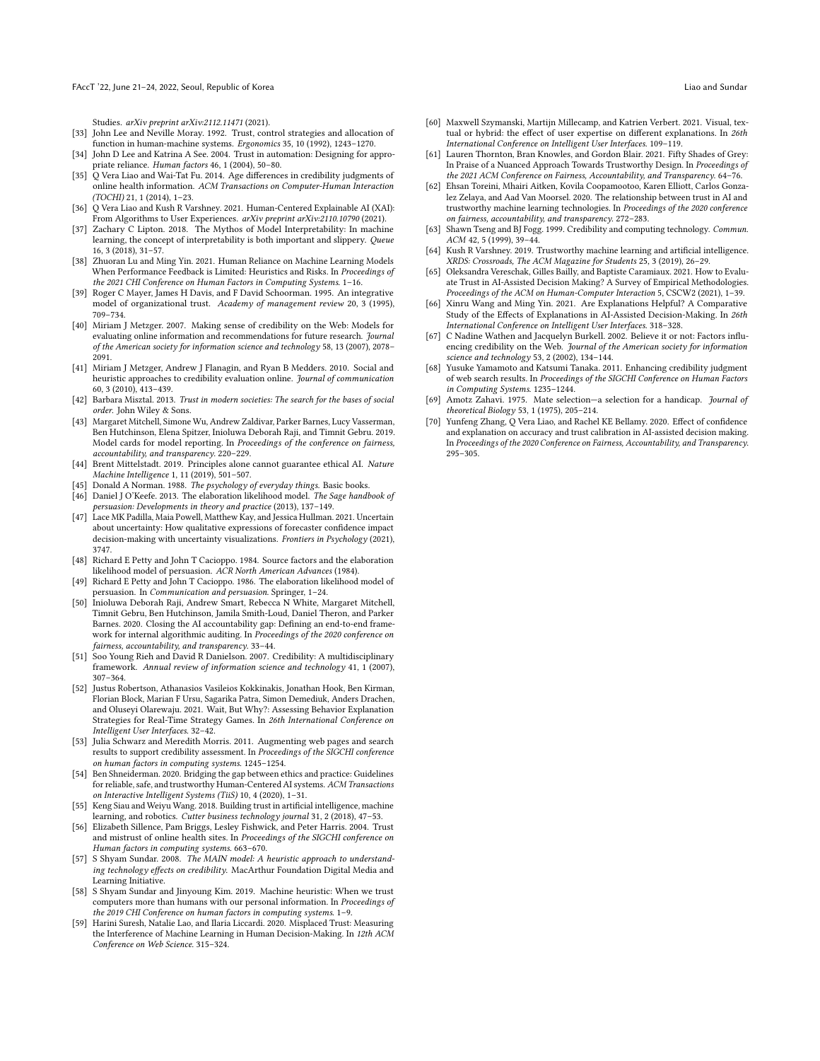Studies. *arXiv preprint arXiv:2112.11471* (2021).

[33] John Lee and Neville Moray. 1992. Trust, control strategies and allocation of function in human-machine systems. *Ergonomics* 35, 10 (1992), 1243–1270.

[34] John D Lee and Katrina A See. 2004. Trust in automation: Designing for appropriate reliance. *Human factors* 46, 1 (2004), 50–80.

[35] Q Vera Liao and Wai-Tat Fu. 2014. Age differences in credibility judgments of online health information. *ACM Transactions on Computer-Human Interaction (TOCHI)* 21, 1 (2014), 1–23.

[36] Q Vera Liao and Kush R Varshney. 2021. Human-Centered Explainable AI (XAI): From Algorithms to User Experiences. *arXiv preprint arXiv:2110.10790* (2021).

[37] Zachary C Lipton. 2018. The Mythos of Model Interpretability: In machine learning, the concept of interpretability is both important and slippery. *Queue* 16, 3 (2018), 31–57.

[38] Zhuoran Lu and Ming Yin. 2021. Human Reliance on Machine Learning Models When Performance Feedback is Limited: Heuristics and Risks. In *Proceedings of the 2021 CHI Conference on Human Factors in Computing Systems*. 1–16.

[39] Roger C Mayer, James H Davis, and F David Schoorman. 1995. An integrative model of organizational trust. *Academy of management review* 20, 3 (1995), 709–734.

[40] Miriam J Metzger. 2007. Making sense of credibility on the Web: Models for evaluating online information and recommendations for future research. *Journal of the American society for information science and technology* 58, 13 (2007), 2078–2091.

[41] Miriam J Metzger, Andrew J Flanagin, and Ryan B Medders. 2010. Social and heuristic approaches to credibility evaluation online. *Journal of communication* 60, 3 (2010), 413–439.

[42] Barbara Misztal. 2013. *Trust in modern societies: The search for the bases of social order*. John Wiley & Sons.

[43] Margaret Mitchell, Simone Wu, Andrew Zaldivar, Parker Barnes, Lucy Vasserman, Ben Hutchinson, Elena Spitzer, Inioluwa Deborah Raji, and Timnit Gebru. 2019. Model cards for model reporting. In *Proceedings of the conference on fairness, accountability, and transparency*. 220–229.

[44] Brent Mittelstadt. 2019. Principles alone cannot guarantee ethical AI. *Nature Machine Intelligence* 1, 11 (2019), 501–507.

[45] Donald A Norman. 1988. *The psychology of everyday things.* Basic books.

[46] Daniel J O'Keefe. 2013. The elaboration likelihood model. *The Sage handbook of persuasion: Developments in theory and practice* (2013), 137–149.

[47] Lace MK Padilla, Maia Powell, Matthew Kay, and Jessica Hullman. 2021. Uncertain about uncertainty: How qualitative expressions of forecaster confidence impact decision-making with uncertainty visualizations. *Frontiers in Psychology* (2021), 3747.

[48] Richard E Petty and John T Cacioppo. 1984. Source factors and the elaboration likelihood model of persuasion. *ACR North American Advances* (1984).

[49] Richard E Petty and John T Cacioppo. 1986. The elaboration likelihood model of persuasion. In *Communication and persuasion*. Springer, 1–24.

[50] Inioluwa Deborah Raji, Andrew Smart, Rebecca N White, Margaret Mitchell, Timnit Gebru, Ben Hutchinson, Jamila Smith-Loud, Daniel Theron, and Parker Barnes. 2020. Closing the AI accountability gap: Defining an end-to-end framework for internal algorithmic auditing. In *Proceedings of the 2020 conference on fairness, accountability, and transparency*. 33–44.

[51] Soo Young Rieh and David R Danielson. 2007. Credibility: A multidisciplinary framework. *Annual review of information science and technology* 41, 1 (2007), 307–364.

[52] Justus Robertson, Athanasios Vasileios Kokkinakis, Jonathan Hook, Ben Kirman, Florian Block, Marian F Ursu, Sagarika Patra, Simon Demediuk, Anders Drachen, and Oluseyi Olarewaju. 2021. Wait, But Why?: Assessing Behavior Explanation Strategies for Real-Time Strategy Games. In *26th International Conference on Intelligent User Interfaces*. 32–42.

[53] Julia Schwarz and Meredith Morris. 2011. Augmenting web pages and search results to support credibility assessment. In *Proceedings of the SIGCHI conference on human factors in computing systems*. 1245–1254.

[54] Ben Shneiderman. 2020. Bridging the gap between ethics and practice: Guidelines for reliable, safe, and trustworthy Human-Centered AI systems. *ACM Transactions on Interactive Intelligent Systems (TiiS)* 10, 4 (2020), 1–31.

[55] Keng Siau and Weiyu Wang. 2018. Building trust in artificial intelligence, machine learning, and robotics. *Cutter business technology journal* 31, 2 (2018), 47–53.

[56] Elizabeth Sillence, Pam Briggs, Lesley Fishwick, and Peter Harris. 2004. Trust and mistrust of online health sites. In *Proceedings of the SIGCHI conference on Human factors in computing systems*. 663–670.

[57] S Shyam Sundar. 2008. *The MAIN model: A heuristic approach to understanding technology effects on credibility*. MacArthur Foundation Digital Media and Learning Initiative.

[58] S Shyam Sundar and Jinyoung Kim. 2019. Machine heuristic: When we trust computers more than humans with our personal information. In *Proceedings of the 2019 CHI Conference on human factors in computing systems*. 1–9.

[59] Harini Suresh, Natalie Lao, and Ilaria Liccardi. 2020. Misplaced Trust: Measuring the Interference of Machine Learning in Human Decision-Making. In *12th ACM Conference on Web Science*. 315–324.

[60] Maxwell Szymanski, Martijn Millecamp, and Katrien Verbert. 2021. Visual, textual or hybrid: the effect of user expertise on different explanations. In *26th International Conference on Intelligent User Interfaces*. 109–119.

[61] Lauren Thornton, Bran Knowles, and Gordon Blair. 2021. Fifty Shades of Grey: In Praise of a Nuanced Approach Towards Trustworthy Design. In *Proceedings of the 2021 ACM Conference on Fairness, Accountability, and Transparency*. 64–76.

[62] Ehsan Toreini, Mhairi Aitken, Kovila Coopamootoo, Karen Elliott, Carlos Gonzalez Zelaya, and Aad Van Moorsel. 2020. The relationship between trust in AI and trustworthy machine learning technologies. In *Proceedings of the 2020 conference on fairness, accountability, and transparency*. 272–283.

[63] Shawn Tseng and BJ Fogg. 1999. Credibility and computing technology. *Commun. ACM* 42, 5 (1999), 39–44.

[64] Kush R Varshney. 2019. Trustworthy machine learning and artificial intelligence. *XRDS: Crossroads, The ACM Magazine for Students* 25, 3 (2019), 26–29.

[65] Oleksandra Vereschak, Gilles Bailly, and Baptiste Caramiaux. 2021. How to Evaluate Trust in AI-Assisted Decision Making? A Survey of Empirical Methodologies. *Proceedings of the ACM on Human-Computer Interaction* 5, CSCW2 (2021), 1–39.

[66] Xinru Wang and Ming Yin. 2021. Are Explanations Helpful? A Comparative Study of the Effects of Explanations in AI-Assisted Decision-Making. In *26th International Conference on Intelligent User Interfaces*. 318–328.

[67] C Nadine Wathen and Jacquelyn Burkell. 2002. Believe it or not: Factors influencing credibility on the Web. *Journal of the American society for information science and technology* 53, 2 (2002), 134–144.

[68] Yusuke Yamamoto and Katsumi Tanaka. 2011. Enhancing credibility judgment of web search results. In *Proceedings of the SIGCHI Conference on Human Factors in Computing Systems*. 1235–1244.

[69] Amotz Zahavi. 1975. Mate selection—a selection for a handicap. *Journal of theoretical Biology* 53, 1 (1975), 205–214.

[70] Yunfeng Zhang, Q Vera Liao, and Rachel KE Bellamy. 2020. Effect of confidence and explanation on accuracy and trust calibration in AI-assisted decision making. In *Proceedings of the 2020 Conference on Fairness, Accountability, and Transparency*. 295–305.